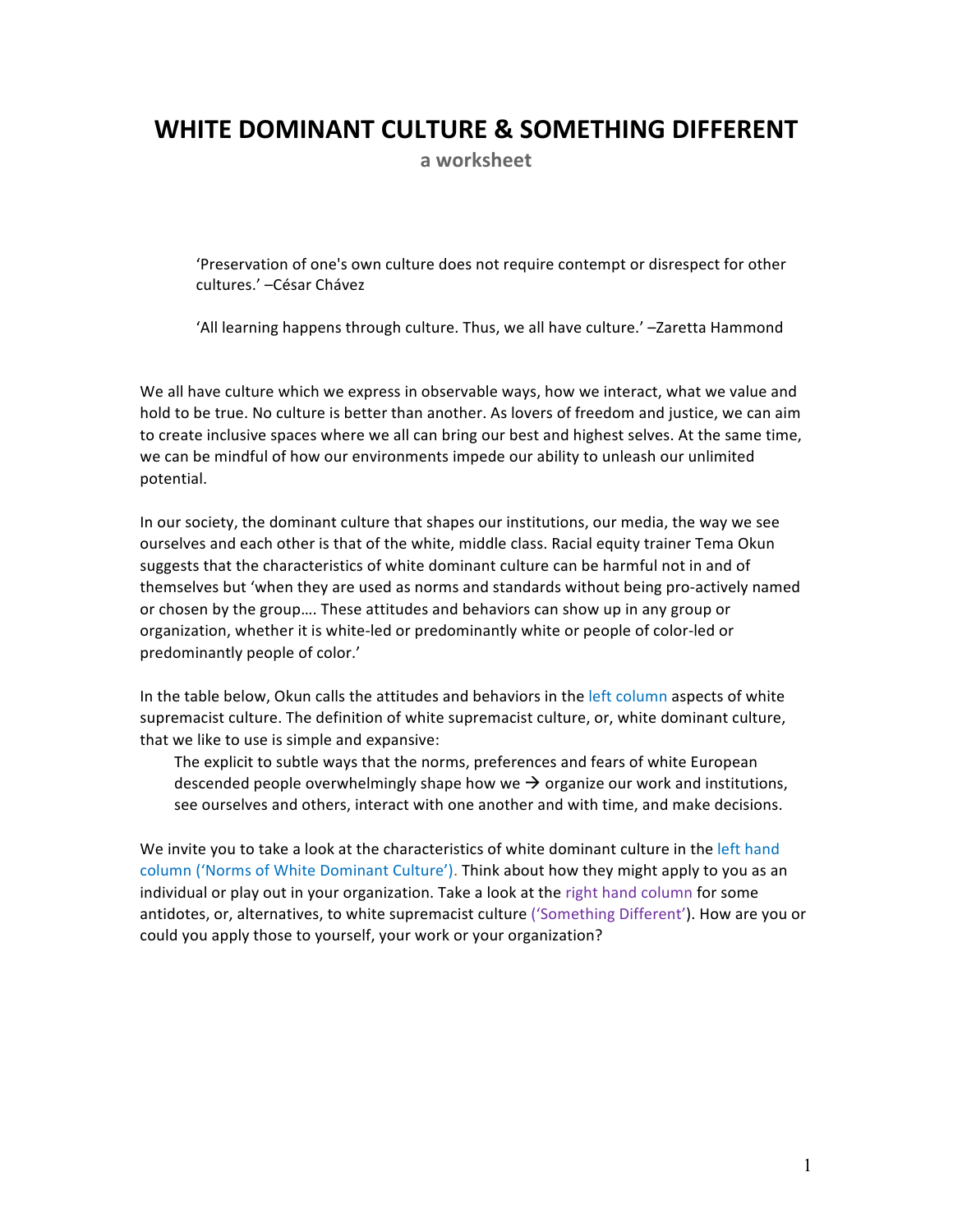# WHITE DOMINANT CULTURE & SOMETHING DIFFERENT

**a worksheet**

> 'Preservation of one's own culture does not require contempt or disrespect for other cultures.' –César Chávez
>
> 'All learning happens through culture. Thus, we all have culture.' –Zaretta Hammond

We all have culture which we express in observable ways, how we interact, what we value and hold to be true. No culture is better than another. As lovers of freedom and justice, we can aim to create inclusive spaces where we all can bring our best and highest selves. At the same time, we can be mindful of how our environments impede our ability to unleash our unlimited potential.

In our society, the dominant culture that shapes our institutions, our media, the way we see ourselves and each other is that of the white, middle class. Racial equity trainer Tema Okun suggests that the characteristics of white dominant culture can be harmful not in and of themselves but 'when they are used as norms and standards without being pro-actively named or chosen by the group…. These attitudes and behaviors can show up in any group or organization, whether it is white-led or predominantly white or people of color-led or predominantly people of color.'

In the table below, Okun calls the attitudes and behaviors in the left column aspects of white supremacist culture. The definition of white supremacist culture, or, white dominant culture, that we like to use is simple and expansive:

> The explicit to subtle ways that the norms, preferences and fears of white European descended people overwhelmingly shape how we → organize our work and institutions, see ourselves and others, interact with one another and with time, and make decisions.

We invite you to take a look at the characteristics of white dominant culture in the left hand column ('Norms of White Dominant Culture'). Think about how they might apply to you as an individual or play out in your organization. Take a look at the right hand column for some antidotes, or, alternatives, to white supremacist culture ('Something Different'). How are you or could you apply those to yourself, your work or your organization?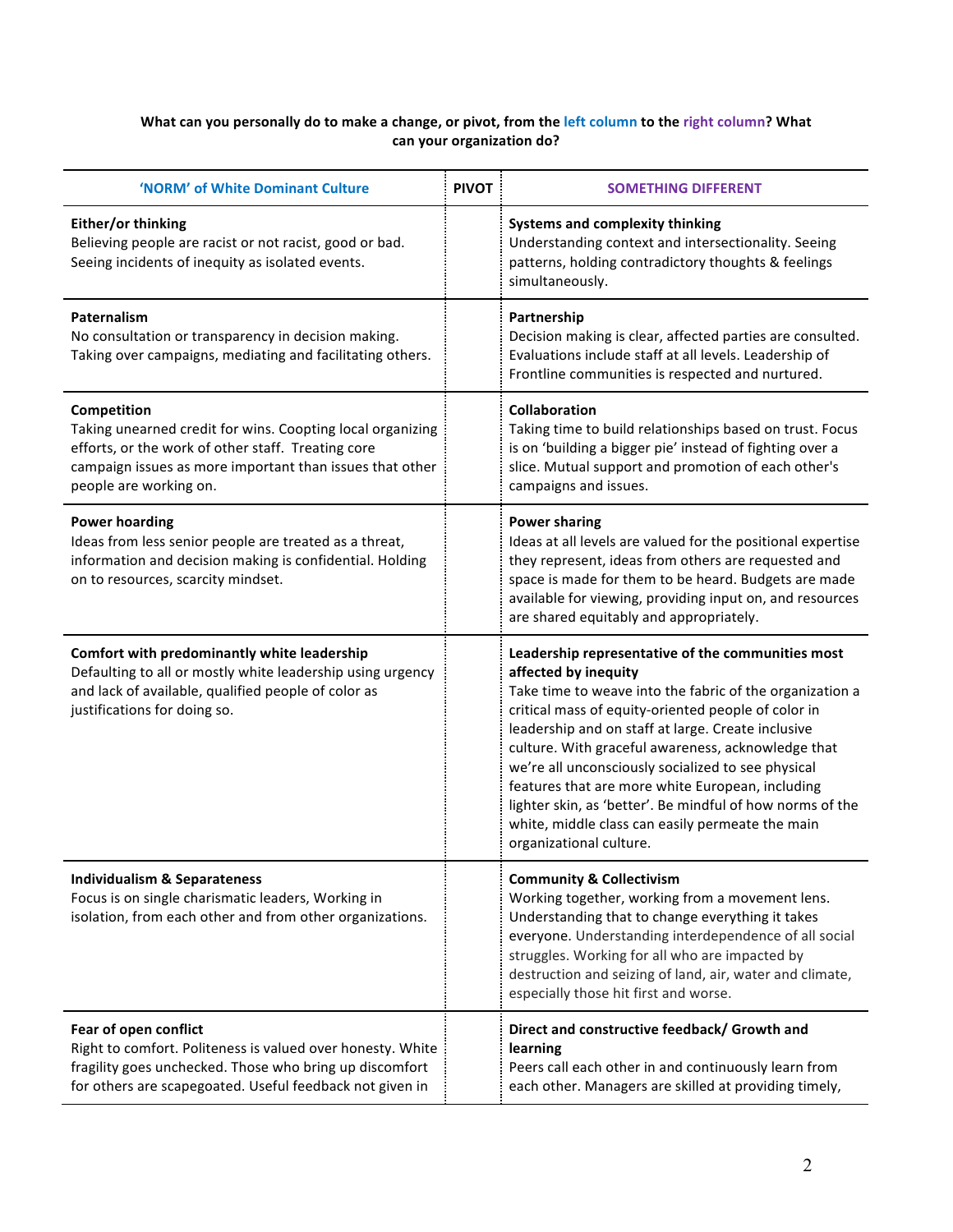**What can you personally do to make a change, or pivot, from the left column to the right column? What can your organization do?**

| 'NORM' of White Dominant Culture | PIVOT | SOMETHING DIFFERENT |
|---|---|---|
| **Either/or thinking** Believing people are racist or not racist, good or bad. Seeing incidents of inequity as isolated events. | | **Systems and complexity thinking** Understanding context and intersectionality. Seeing patterns, holding contradictory thoughts & feelings simultaneously. |
| **Paternalism** No consultation or transparency in decision making. Taking over campaigns, mediating and facilitating others. | | **Partnership** Decision making is clear, affected parties are consulted. Evaluations include staff at all levels. Leadership of Frontline communities is respected and nurtured. |
| **Competition** Taking unearned credit for wins. Coopting local organizing efforts, or the work of other staff. Treating core campaign issues as more important than issues that other people are working on. | | **Collaboration** Taking time to build relationships based on trust. Focus is on 'building a bigger pie' instead of fighting over a slice. Mutual support and promotion of each other's campaigns and issues. |
| **Power hoarding** Ideas from less senior people are treated as a threat, information and decision making is confidential. Holding on to resources, scarcity mindset. | | **Power sharing** Ideas at all levels are valued for the positional expertise they represent, ideas from others are requested and space is made for them to be heard. Budgets are made available for viewing, providing input on, and resources are shared equitably and appropriately. |
| **Comfort with predominantly white leadership** Defaulting to all or mostly white leadership using urgency and lack of available, qualified people of color as justifications for doing so. | | **Leadership representative of the communities most affected by inequity** Take time to weave into the fabric of the organization a critical mass of equity-oriented people of color in leadership and on staff at large. Create inclusive culture. With graceful awareness, acknowledge that we're all unconsciously socialized to see physical features that are more white European, including lighter skin, as 'better'. Be mindful of how norms of the white, middle class can easily permeate the main organizational culture. |
| **Individualism & Separateness** Focus is on single charismatic leaders, Working in isolation, from each other and from other organizations. | | **Community & Collectivism** Working together, working from a movement lens. Understanding that to change everything it takes everyone. Understanding interdependence of all social struggles. Working for all who are impacted by destruction and seizing of land, air, water and climate, especially those hit first and worse. |
| **Fear of open conflict** Right to comfort. Politeness is valued over honesty. White fragility goes unchecked. Those who bring up discomfort for others are scapegoated. Useful feedback not given in | | **Direct and constructive feedback/ Growth and learning** Peers call each other in and continuously learn from each other. Managers are skilled at providing timely, |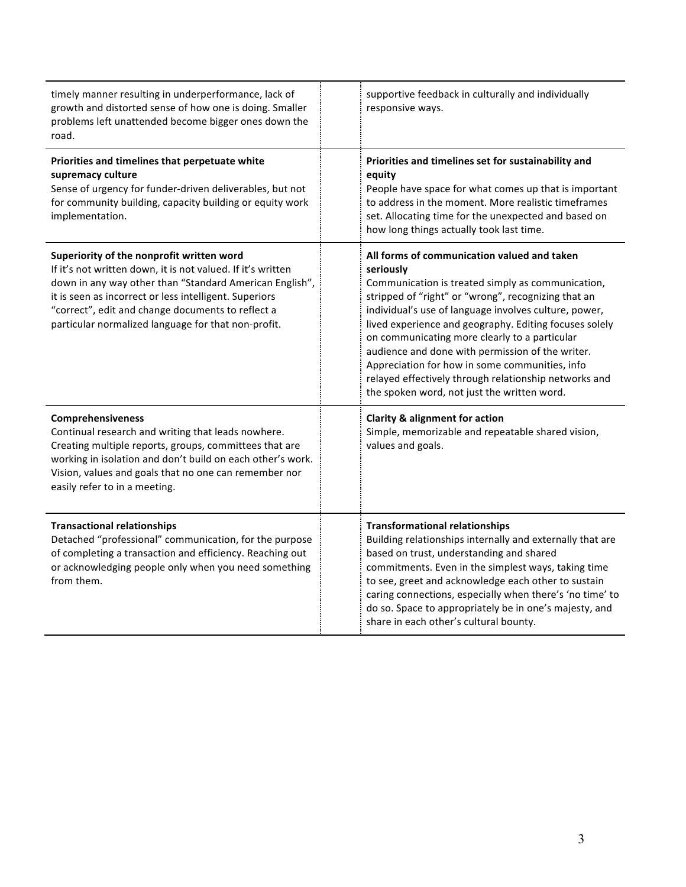| | | |
|---|---|---|
| timely manner resulting in underperformance, lack of growth and distorted sense of how one is doing. Smaller problems left unattended become bigger ones down the road. | | supportive feedback in culturally and individually responsive ways. |
| **Priorities and timelines that perpetuate white supremacy culture**<br>Sense of urgency for funder-driven deliverables, but not for community building, capacity building or equity work implementation. | | **Priorities and timelines set for sustainability and equity**<br>People have space for what comes up that is important to address in the moment. More realistic timeframes set. Allocating time for the unexpected and based on how long things actually took last time. |
| **Superiority of the nonprofit written word**<br>If it's not written down, it is not valued. If it's written down in any way other than "Standard American English", it is seen as incorrect or less intelligent. Superiors "correct", edit and change documents to reflect a particular normalized language for that non-profit. | | **All forms of communication valued and taken seriously**<br>Communication is treated simply as communication, stripped of "right" or "wrong", recognizing that an individual's use of language involves culture, power, lived experience and geography. Editing focuses solely on communicating more clearly to a particular audience and done with permission of the writer. Appreciation for how in some communities, info relayed effectively through relationship networks and the spoken word, not just the written word. |
| **Comprehensiveness**<br>Continual research and writing that leads nowhere. Creating multiple reports, groups, committees that are working in isolation and don't build on each other's work. Vision, values and goals that no one can remember nor easily refer to in a meeting. | | **Clarity & alignment for action**<br>Simple, memorizable and repeatable shared vision, values and goals. |
| **Transactional relationships**<br>Detached "professional" communication, for the purpose of completing a transaction and efficiency. Reaching out or acknowledging people only when you need something from them. | | **Transformational relationships**<br>Building relationships internally and externally that are based on trust, understanding and shared commitments. Even in the simplest ways, taking time to see, greet and acknowledge each other to sustain caring connections, especially when there's 'no time' to do so. Space to appropriately be in one's majesty, and share in each other's cultural bounty. |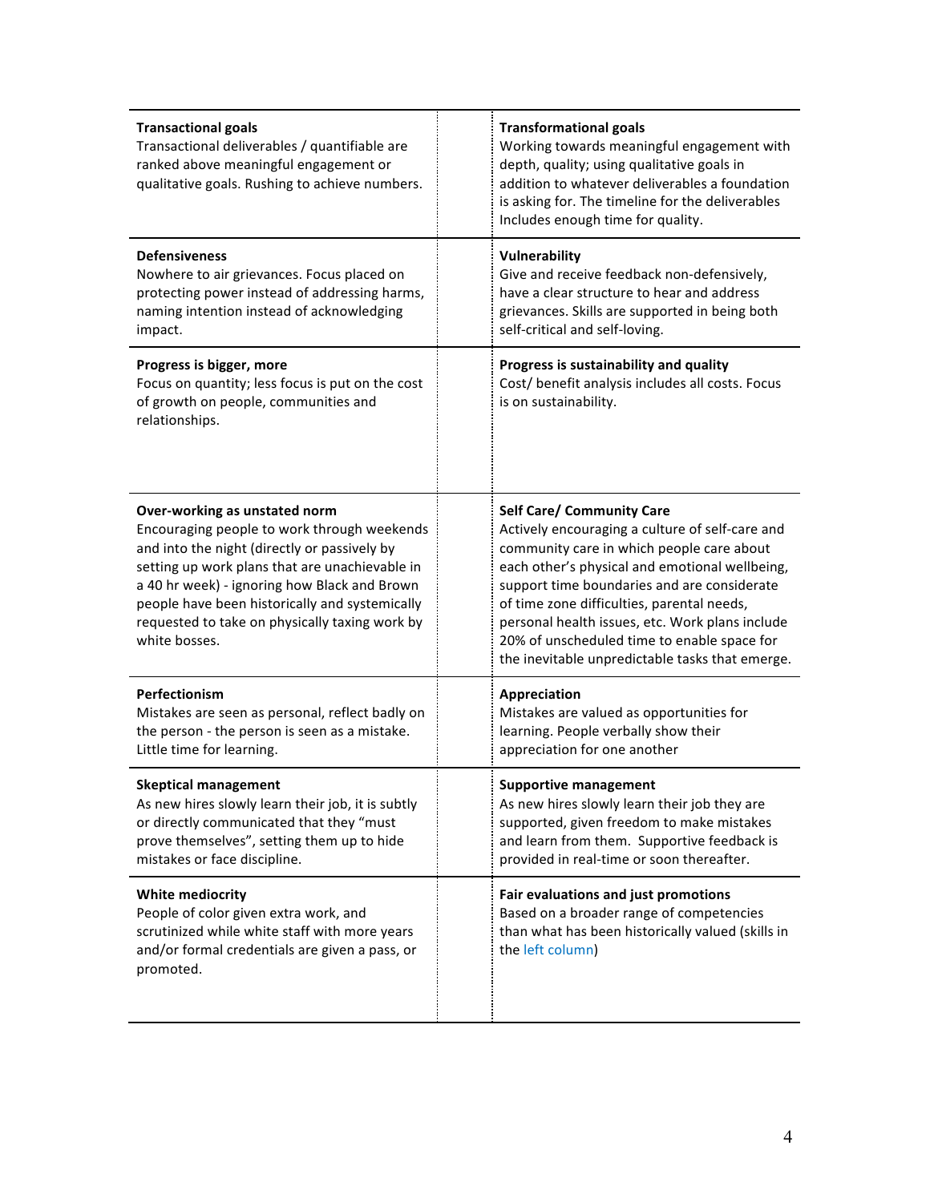| | | |
|---|---|---|
| **Transactional goals**<br>Transactional deliverables / quantifiable are ranked above meaningful engagement or qualitative goals. Rushing to achieve numbers. | | **Transformational goals**<br>Working towards meaningful engagement with depth, quality; using qualitative goals in addition to whatever deliverables a foundation is asking for. The timeline for the deliverables Includes enough time for quality. |
| **Defensiveness**<br>Nowhere to air grievances. Focus placed on protecting power instead of addressing harms, naming intention instead of acknowledging impact. | | **Vulnerability**<br>Give and receive feedback non-defensively, have a clear structure to hear and address grievances. Skills are supported in being both self-critical and self-loving. |
| **Progress is bigger, more**<br>Focus on quantity; less focus is put on the cost of growth on people, communities and relationships. | | **Progress is sustainability and quality**<br>Cost/ benefit analysis includes all costs. Focus is on sustainability. |
| **Over-working as unstated norm**<br>Encouraging people to work through weekends and into the night (directly or passively by setting up work plans that are unachievable in a 40 hr week) - ignoring how Black and Brown people have been historically and systemically requested to take on physically taxing work by white bosses. | | **Self Care/ Community Care**<br>Actively encouraging a culture of self-care and community care in which people care about each other's physical and emotional wellbeing, support time boundaries and are considerate of time zone difficulties, parental needs, personal health issues, etc. Work plans include 20% of unscheduled time to enable space for the inevitable unpredictable tasks that emerge. |
| **Perfectionism**<br>Mistakes are seen as personal, reflect badly on the person - the person is seen as a mistake. Little time for learning. | | **Appreciation**<br>Mistakes are valued as opportunities for learning. People verbally show their appreciation for one another |
| **Skeptical management**<br>As new hires slowly learn their job, it is subtly or directly communicated that they "must prove themselves", setting them up to hide mistakes or face discipline. | | **Supportive management**<br>As new hires slowly learn their job they are supported, given freedom to make mistakes and learn from them. Supportive feedback is provided in real-time or soon thereafter. |
| **White mediocrity**<br>People of color given extra work, and scrutinized while white staff with more years and/or formal credentials are given a pass, or promoted. | | **Fair evaluations and just promotions**<br>Based on a broader range of competencies than what has been historically valued (skills in the left column) |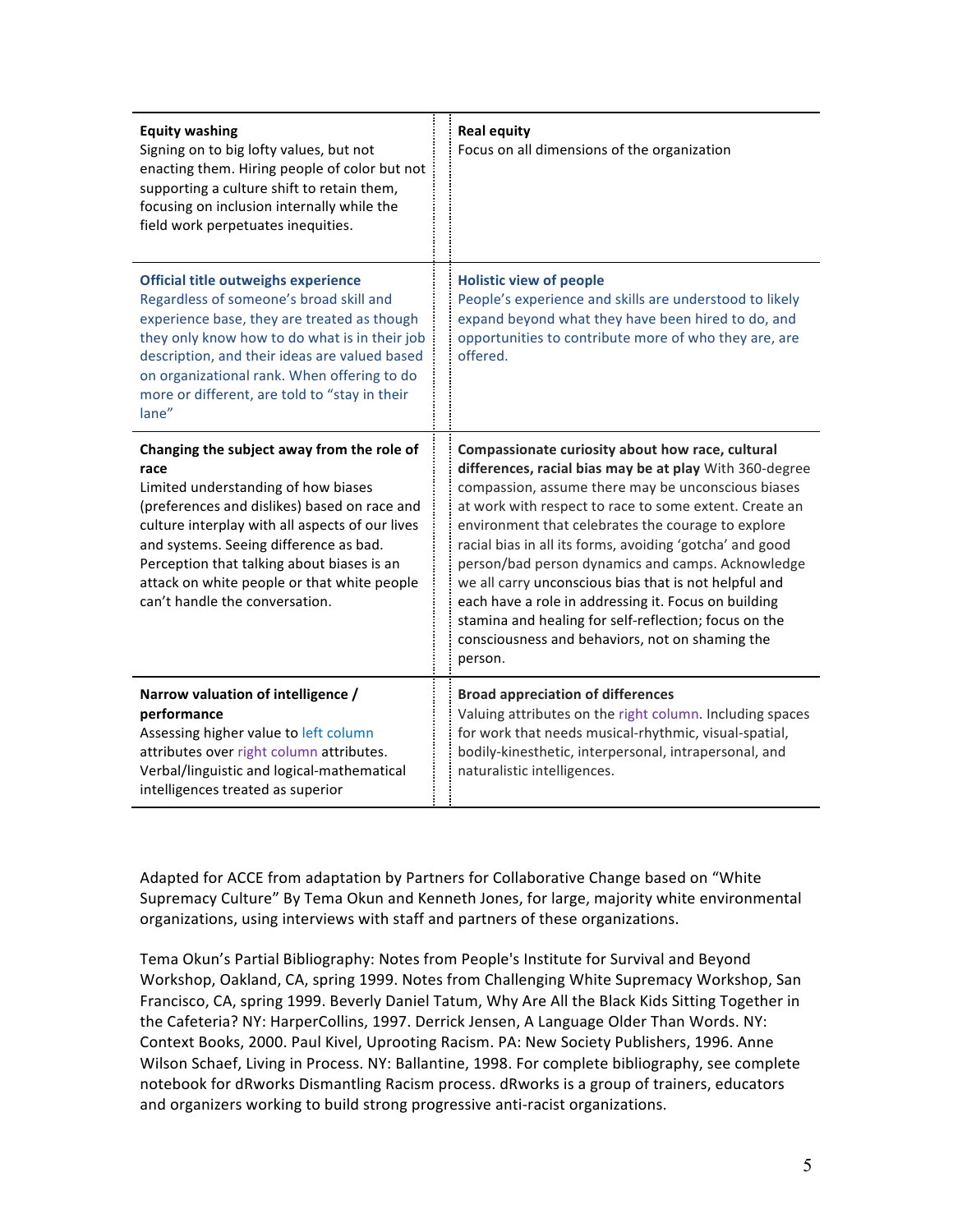| | |
|---|---|
| **Equity washing** Signing on to big lofty values, but not enacting them. Hiring people of color but not supporting a culture shift to retain them, focusing on inclusion internally while the field work perpetuates inequities. | **Real equity** Focus on all dimensions of the organization |
| **Official title outweighs experience** Regardless of someone's broad skill and experience base, they are treated as though they only know how to do what is in their job description, and their ideas are valued based on organizational rank. When offering to do more or different, are told to "stay in their lane" | **Holistic view of people** People's experience and skills are understood to likely expand beyond what they have been hired to do, and opportunities to contribute more of who they are, are offered. |
| **Changing the subject away from the role of race** Limited understanding of how biases (preferences and dislikes) based on race and culture interplay with all aspects of our lives and systems. Seeing difference as bad. Perception that talking about biases is an attack on white people or that white people can't handle the conversation. | **Compassionate curiosity about how race, cultural differences, racial bias may be at play** With 360-degree compassion, assume there may be unconscious biases at work with respect to race to some extent. Create an environment that celebrates the courage to explore racial bias in all its forms, avoiding 'gotcha' and good person/bad person dynamics and camps. Acknowledge we all carry unconscious bias that is not helpful and each have a role in addressing it. Focus on building stamina and healing for self-reflection; focus on the consciousness and behaviors, not on shaming the person. |
| **Narrow valuation of intelligence / performance** Assessing higher value to left column attributes over right column attributes. Verbal/linguistic and logical-mathematical intelligences treated as superior | **Broad appreciation of differences** Valuing attributes on the right column. Including spaces for work that needs musical-rhythmic, visual-spatial, bodily-kinesthetic, interpersonal, intrapersonal, and naturalistic intelligences. |

Adapted for ACCE from adaptation by Partners for Collaborative Change based on "White Supremacy Culture" By Tema Okun and Kenneth Jones, for large, majority white environmental organizations, using interviews with staff and partners of these organizations.

Tema Okun's Partial Bibliography: Notes from People's Institute for Survival and Beyond Workshop, Oakland, CA, spring 1999. Notes from Challenging White Supremacy Workshop, San Francisco, CA, spring 1999. Beverly Daniel Tatum, Why Are All the Black Kids Sitting Together in the Cafeteria? NY: HarperCollins, 1997. Derrick Jensen, A Language Older Than Words. NY: Context Books, 2000. Paul Kivel, Uprooting Racism. PA: New Society Publishers, 1996. Anne Wilson Schaef, Living in Process. NY: Ballantine, 1998. For complete bibliography, see complete notebook for dRworks Dismantling Racism process. dRworks is a group of trainers, educators and organizers working to build strong progressive anti-racist organizations.